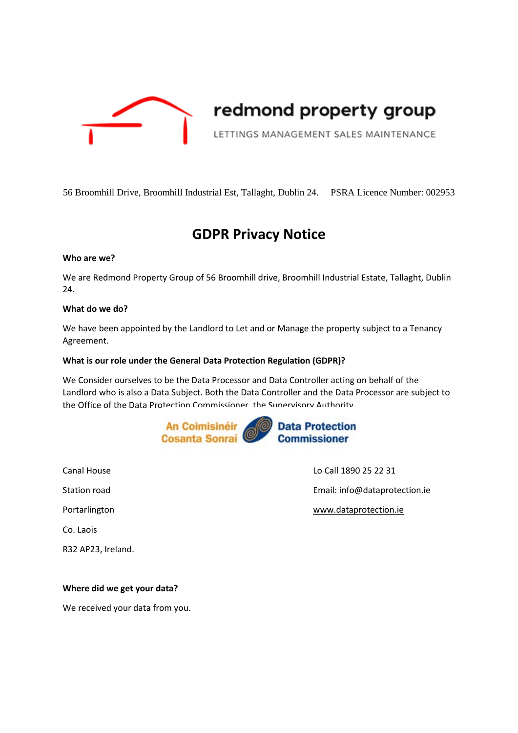redmond property group

LETTINGS MANAGEMENT SALES MAINTENANCE

56 Broomhill Drive, Broomhill Industrial Est, Tallaght, Dublin 24. PSRA Licence Number: 002953

# GDPR Privacy Notice

**Who are we?**

We are Redmond Property Group of 56 Broomhill drive, Broomhill Industrial Estate, Tallaght, Dublin 24.

**What do we do?**

We have been appointed by the Landlord to Let and or Manage the property subject to a Tenancy Agreement.

**What is our role under the General Data Protection Regulation (GDPR)?**

We Consider ourselves to be the Data Processor and Data Controller acting on behalf of the Landlord who is also a Data Subject. Both the Data Controller and the Data Processor are subject to the Office of the Data Protection Commissioner, the Supervisory Authority

An Coimisinéir Cosanta Sonraí Data Protection Commissioner

Canal House
Station road
Portarlington
Co. Laois
R32 AP23, Ireland.

Lo Call 1890 25 22 31
Email: info@dataprotection.ie
www.dataprotection.ie

**Where did we get your data?**

We received your data from you.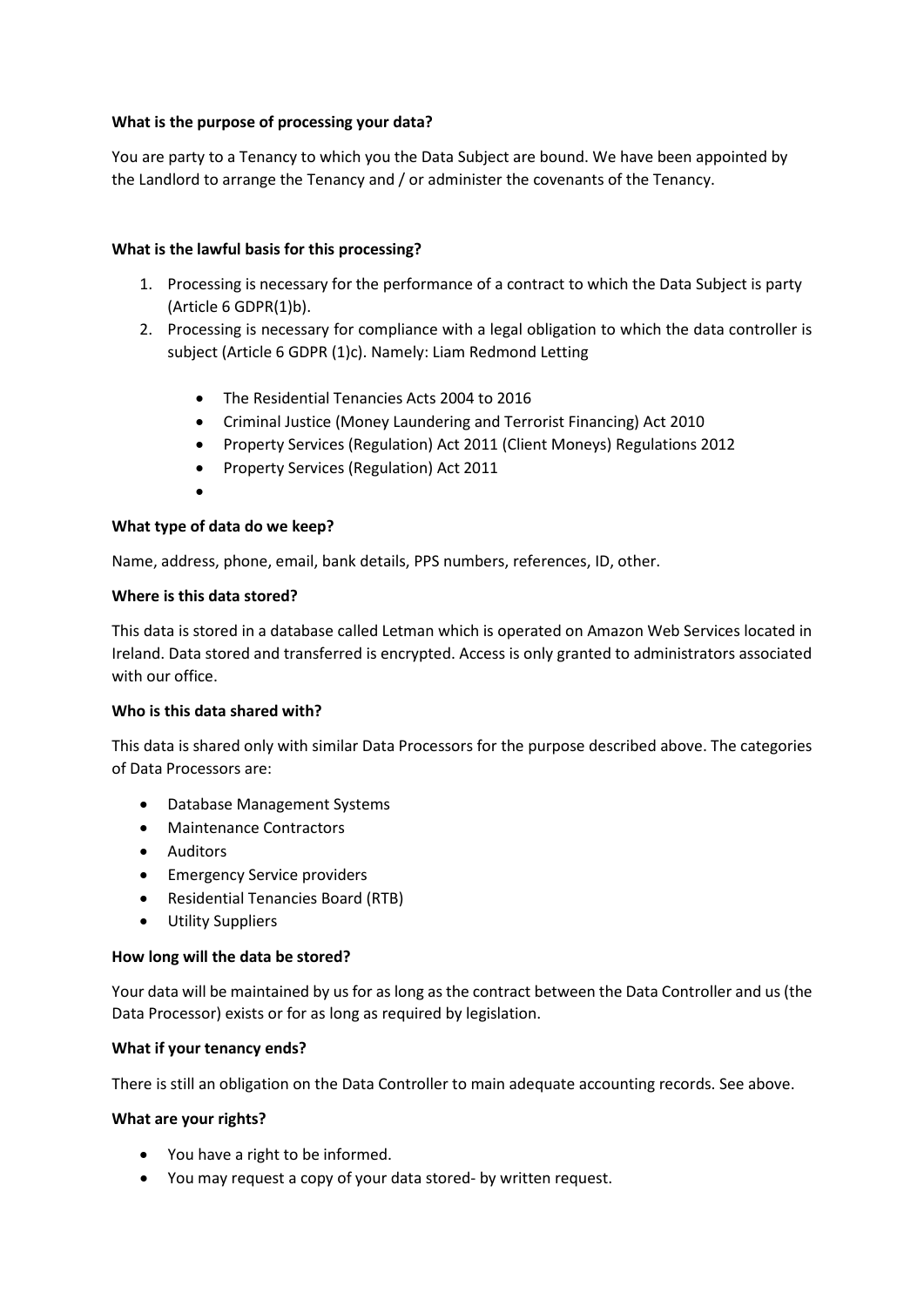**What is the purpose of processing your data?**

You are party to a Tenancy to which you the Data Subject are bound. We have been appointed by the Landlord to arrange the Tenancy and / or administer the covenants of the Tenancy.

**What is the lawful basis for this processing?**

1. Processing is necessary for the performance of a contract to which the Data Subject is party (Article 6 GDPR(1)b).
2. Processing is necessary for compliance with a legal obligation to which the data controller is subject (Article 6 GDPR (1)c). Namely: Liam Redmond Letting
    - The Residential Tenancies Acts 2004 to 2016
    - Criminal Justice (Money Laundering and Terrorist Financing) Act 2010
    - Property Services (Regulation) Act 2011 (Client Moneys) Regulations 2012
    - Property Services (Regulation) Act 2011
    - 

**What type of data do we keep?**

Name, address, phone, email, bank details, PPS numbers, references, ID, other.

**Where is this data stored?**

This data is stored in a database called Letman which is operated on Amazon Web Services located in Ireland. Data stored and transferred is encrypted. Access is only granted to administrators associated with our office.

**Who is this data shared with?**

This data is shared only with similar Data Processors for the purpose described above. The categories of Data Processors are:

- Database Management Systems
- Maintenance Contractors
- Auditors
- Emergency Service providers
- Residential Tenancies Board (RTB)
- Utility Suppliers

**How long will the data be stored?**

Your data will be maintained by us for as long as the contract between the Data Controller and us (the Data Processor) exists or for as long as required by legislation.

**What if your tenancy ends?**

There is still an obligation on the Data Controller to main adequate accounting records. See above.

**What are your rights?**

- You have a right to be informed.
- You may request a copy of your data stored- by written request.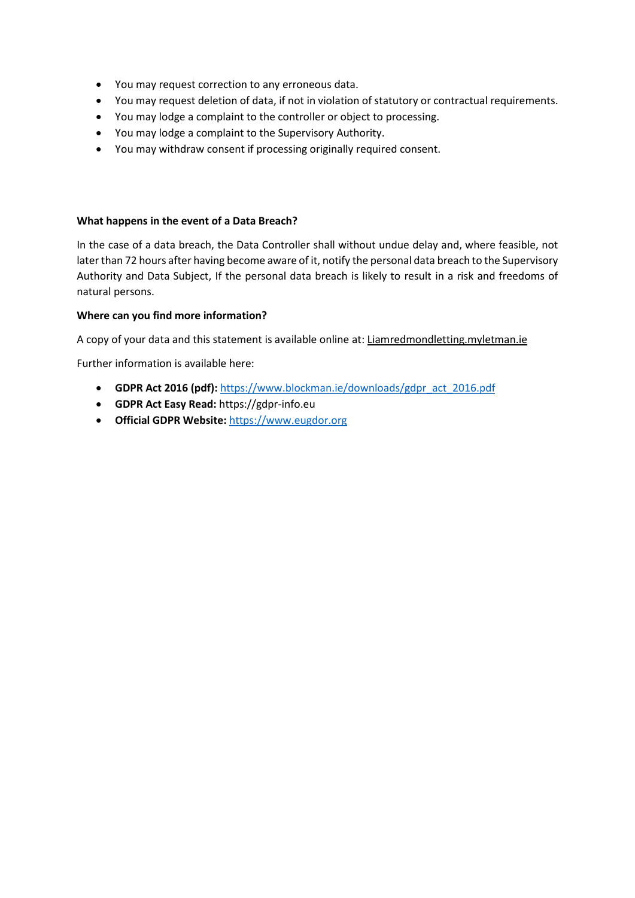- You may request correction to any erroneous data.
- You may request deletion of data, if not in violation of statutory or contractual requirements.
- You may lodge a complaint to the controller or object to processing.
- You may lodge a complaint to the Supervisory Authority.
- You may withdraw consent if processing originally required consent.

**What happens in the event of a Data Breach?**

In the case of a data breach, the Data Controller shall without undue delay and, where feasible, not later than 72 hours after having become aware of it, notify the personal data breach to the Supervisory Authority and Data Subject, If the personal data breach is likely to result in a risk and freedoms of natural persons.

**Where can you find more information?**

A copy of your data and this statement is available online at: Liamredmondletting.myletman.ie

Further information is available here:

- **GDPR Act 2016 (pdf):** https://www.blockman.ie/downloads/gdpr_act_2016.pdf
- **GDPR Act Easy Read:** https://gdpr-info.eu
- **Official GDPR Website:** https://www.eugdor.org